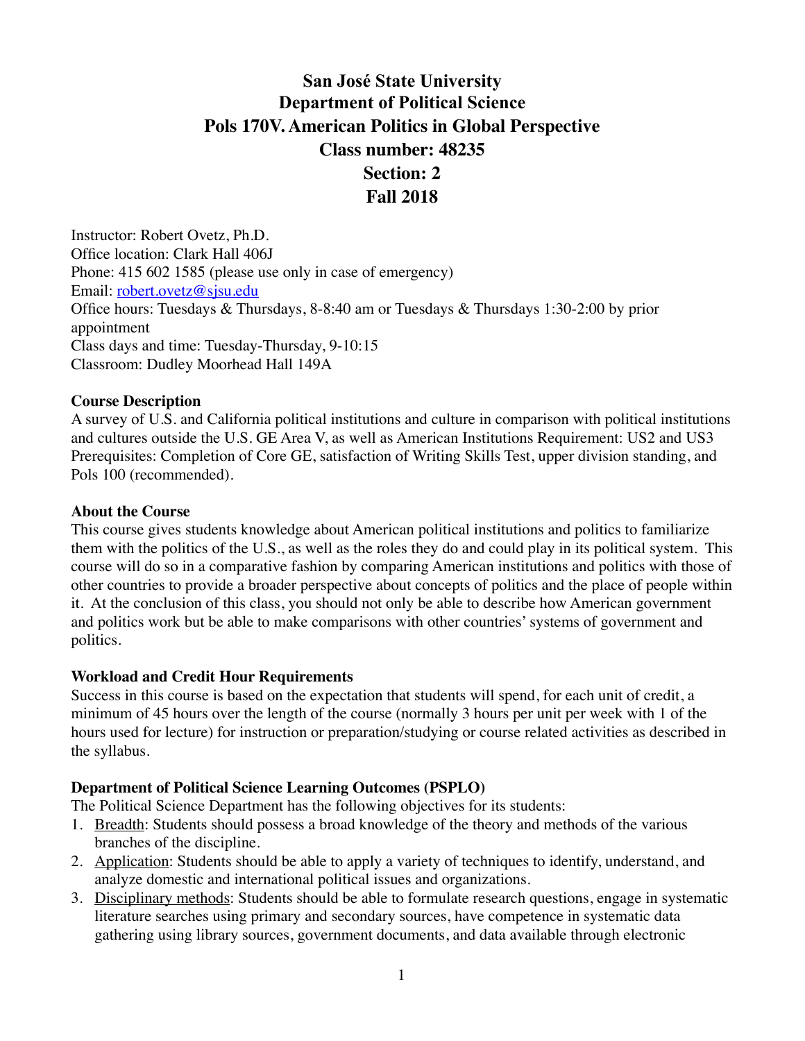# San José State University
## Department of Political Science
## Pols 170V. American Politics in Global Perspective
## Class number: 48235
## Section: 2
## Fall 2018

Instructor: Robert Ovetz, Ph.D.
Office location: Clark Hall 406J
Phone: 415 602 1585 (please use only in case of emergency)
Email: robert.ovetz@sjsu.edu
Office hours: Tuesdays & Thursdays, 8-8:40 am or Tuesdays & Thursdays 1:30-2:00 by prior appointment
Class days and time: Tuesday-Thursday, 9-10:15
Classroom: Dudley Moorhead Hall 149A

**Course Description**

A survey of U.S. and California political institutions and culture in comparison with political institutions and cultures outside the U.S. GE Area V, as well as American Institutions Requirement: US2 and US3
Prerequisites: Completion of Core GE, satisfaction of Writing Skills Test, upper division standing, and Pols 100 (recommended).

**About the Course**

This course gives students knowledge about American political institutions and politics to familiarize them with the politics of the U.S., as well as the roles they do and could play in its political system. This course will do so in a comparative fashion by comparing American institutions and politics with those of other countries to provide a broader perspective about concepts of politics and the place of people within it. At the conclusion of this class, you should not only be able to describe how American government and politics work but be able to make comparisons with other countries' systems of government and politics.

**Workload and Credit Hour Requirements**

Success in this course is based on the expectation that students will spend, for each unit of credit, a minimum of 45 hours over the length of the course (normally 3 hours per unit per week with 1 of the hours used for lecture) for instruction or preparation/studying or course related activities as described in the syllabus.

**Department of Political Science Learning Outcomes (PSPLO)**

The Political Science Department has the following objectives for its students:

1. Breadth: Students should possess a broad knowledge of the theory and methods of the various branches of the discipline.
2. Application: Students should be able to apply a variety of techniques to identify, understand, and analyze domestic and international political issues and organizations.
3. Disciplinary methods: Students should be able to formulate research questions, engage in systematic literature searches using primary and secondary sources, have competence in systematic data gathering using library sources, government documents, and data available through electronic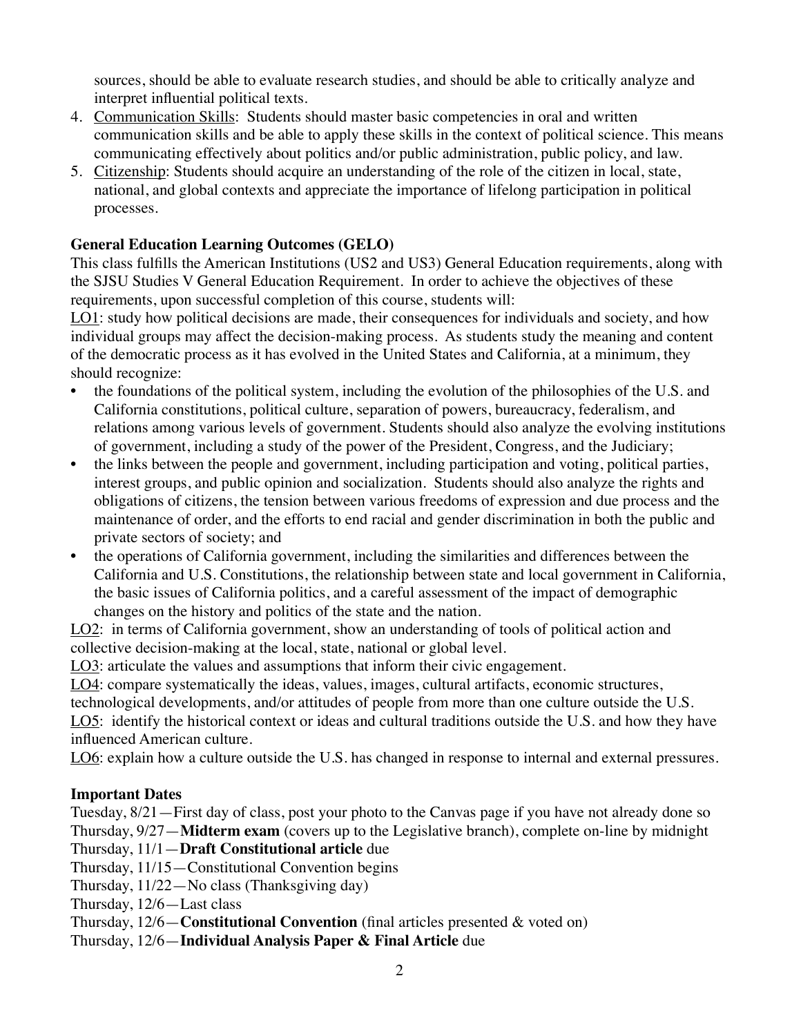sources, should be able to evaluate research studies, and should be able to critically analyze and interpret influential political texts.

4. Communication Skills: Students should master basic competencies in oral and written communication skills and be able to apply these skills in the context of political science. This means communicating effectively about politics and/or public administration, public policy, and law.
5. Citizenship: Students should acquire an understanding of the role of the citizen in local, state, national, and global contexts and appreciate the importance of lifelong participation in political processes.

**General Education Learning Outcomes (GELO)**

This class fulfills the American Institutions (US2 and US3) General Education requirements, along with the SJSU Studies V General Education Requirement. In order to achieve the objectives of these requirements, upon successful completion of this course, students will:

LO1: study how political decisions are made, their consequences for individuals and society, and how individual groups may affect the decision-making process. As students study the meaning and content of the democratic process as it has evolved in the United States and California, at a minimum, they should recognize:

- the foundations of the political system, including the evolution of the philosophies of the U.S. and California constitutions, political culture, separation of powers, bureaucracy, federalism, and relations among various levels of government. Students should also analyze the evolving institutions of government, including a study of the power of the President, Congress, and the Judiciary;
- the links between the people and government, including participation and voting, political parties, interest groups, and public opinion and socialization. Students should also analyze the rights and obligations of citizens, the tension between various freedoms of expression and due process and the maintenance of order, and the efforts to end racial and gender discrimination in both the public and private sectors of society; and
- the operations of California government, including the similarities and differences between the California and U.S. Constitutions, the relationship between state and local government in California, the basic issues of California politics, and a careful assessment of the impact of demographic changes on the history and politics of the state and the nation.

LO2: in terms of California government, show an understanding of tools of political action and collective decision-making at the local, state, national or global level.

LO3: articulate the values and assumptions that inform their civic engagement.

LO4: compare systematically the ideas, values, images, cultural artifacts, economic structures, technological developments, and/or attitudes of people from more than one culture outside the U.S.

LO5: identify the historical context or ideas and cultural traditions outside the U.S. and how they have influenced American culture.

LO6: explain how a culture outside the U.S. has changed in response to internal and external pressures.

**Important Dates**

Tuesday, 8/21—First day of class, post your photo to the Canvas page if you have not already done so
Thursday, 9/27—**Midterm exam** (covers up to the Legislative branch), complete on-line by midnight
Thursday, 11/1—**Draft Constitutional article** due
Thursday, 11/15—Constitutional Convention begins
Thursday, 11/22—No class (Thanksgiving day)
Thursday, 12/6—Last class
Thursday, 12/6—**Constitutional Convention** (final articles presented & voted on)
Thursday, 12/6—**Individual Analysis Paper & Final Article** due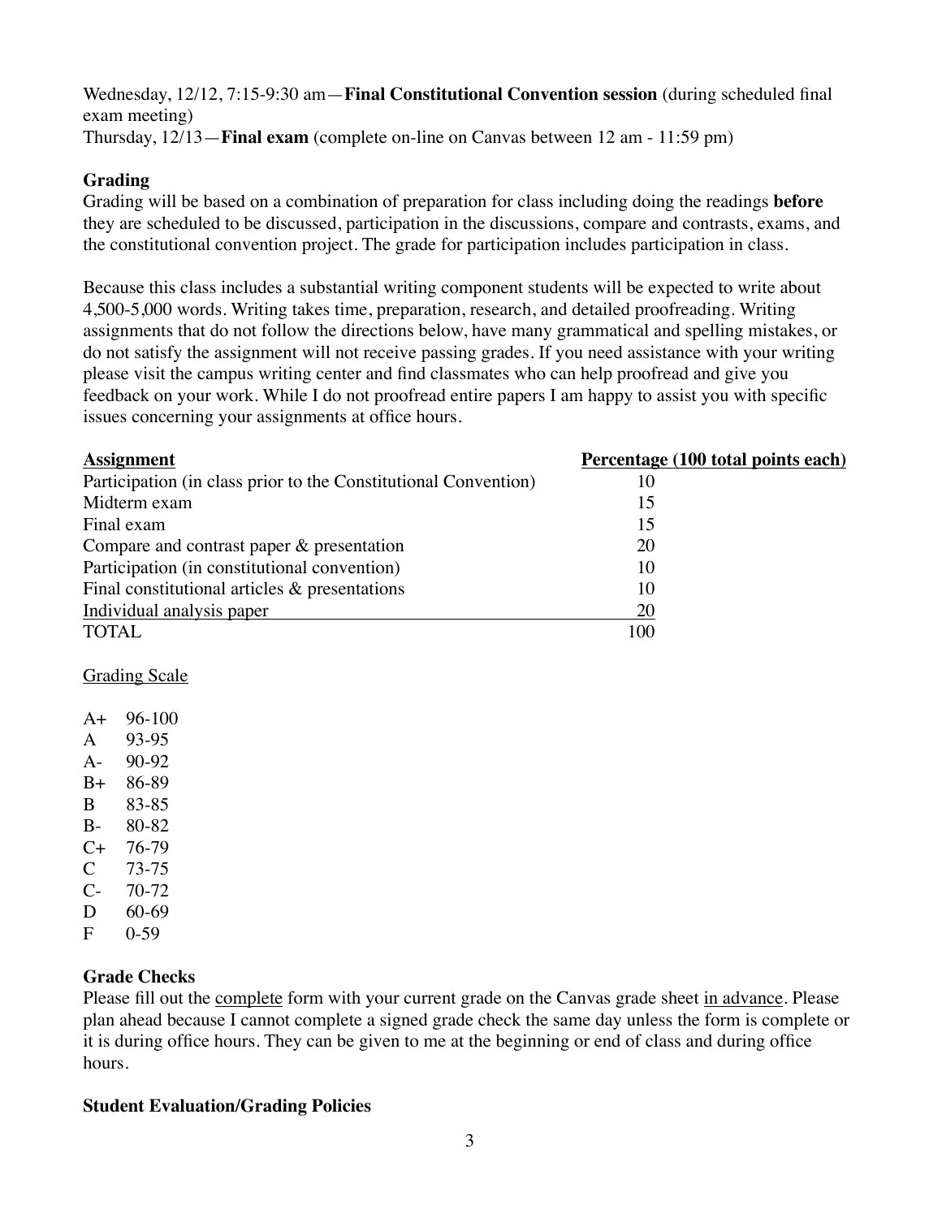Wednesday, 12/12, 7:15-9:30 am—**Final Constitutional Convention session** (during scheduled final exam meeting)
Thursday, 12/13—**Final exam** (complete on-line on Canvas between 12 am - 11:59 pm)

### Grading

Grading will be based on a combination of preparation for class including doing the readings **before** they are scheduled to be discussed, participation in the discussions, compare and contrasts, exams, and the constitutional convention project. The grade for participation includes participation in class.

Because this class includes a substantial writing component students will be expected to write about 4,500-5,000 words. Writing takes time, preparation, research, and detailed proofreading. Writing assignments that do not follow the directions below, have many grammatical and spelling mistakes, or do not satisfy the assignment will not receive passing grades. If you need assistance with your writing please visit the campus writing center and find classmates who can help proofread and give you feedback on your work. While I do not proofread entire papers I am happy to assist you with specific issues concerning your assignments at office hours.

| Assignment | Percentage (100 total points each) |
|---|---|
| Participation (in class prior to the Constitutional Convention) | 10 |
| Midterm exam | 15 |
| Final exam | 15 |
| Compare and contrast paper & presentation | 20 |
| Participation (in constitutional convention) | 10 |
| Final constitutional articles & presentations | 10 |
| Individual analysis paper | 20 |
| TOTAL | 100 |

Grading Scale

| | |
|---|---|
| A+ | 96-100 |
| A | 93-95 |
| A- | 90-92 |
| B+ | 86-89 |
| B | 83-85 |
| B- | 80-82 |
| C+ | 76-79 |
| C | 73-75 |
| C- | 70-72 |
| D | 60-69 |
| F | 0-59 |

### Grade Checks

Please fill out the complete form with your current grade on the Canvas grade sheet in advance. Please plan ahead because I cannot complete a signed grade check the same day unless the form is complete or it is during office hours. They can be given to me at the beginning or end of class and during office hours.

### Student Evaluation/Grading Policies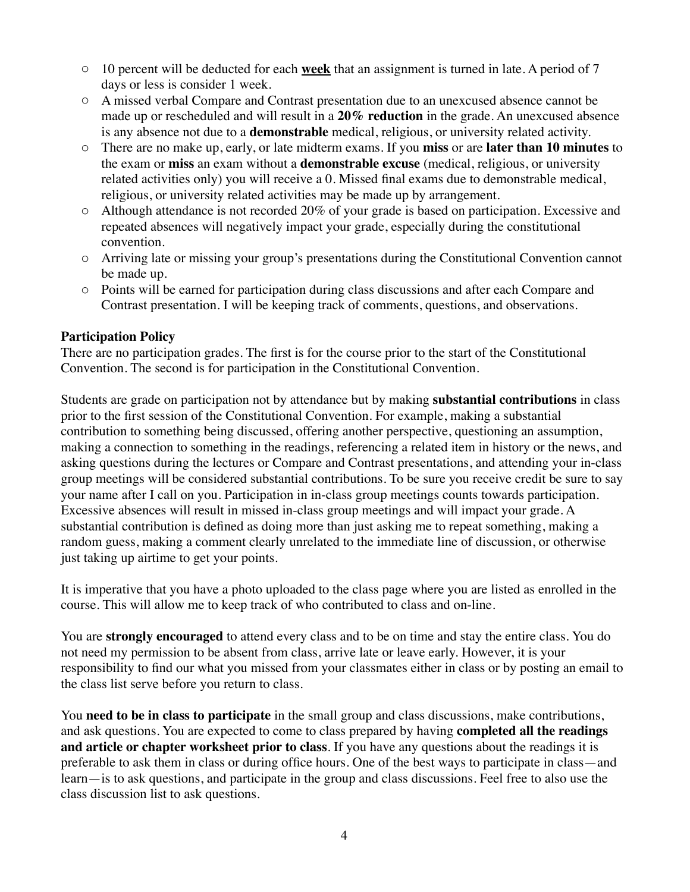- 10 percent will be deducted for each **week** that an assignment is turned in late. A period of 7 days or less is consider 1 week.
- A missed verbal Compare and Contrast presentation due to an unexcused absence cannot be made up or rescheduled and will result in a **20% reduction** in the grade. An unexcused absence is any absence not due to a **demonstrable** medical, religious, or university related activity.
- There are no make up, early, or late midterm exams. If you **miss** or are **later than 10 minutes** to the exam or **miss** an exam without a **demonstrable excuse** (medical, religious, or university related activities only) you will receive a 0. Missed final exams due to demonstrable medical, religious, or university related activities may be made up by arrangement.
- Although attendance is not recorded 20% of your grade is based on participation. Excessive and repeated absences will negatively impact your grade, especially during the constitutional convention.
- Arriving late or missing your group's presentations during the Constitutional Convention cannot be made up.
- Points will be earned for participation during class discussions and after each Compare and Contrast presentation. I will be keeping track of comments, questions, and observations.

**Participation Policy**

There are no participation grades. The first is for the course prior to the start of the Constitutional Convention. The second is for participation in the Constitutional Convention.

Students are grade on participation not by attendance but by making **substantial contributions** in class prior to the first session of the Constitutional Convention. For example, making a substantial contribution to something being discussed, offering another perspective, questioning an assumption, making a connection to something in the readings, referencing a related item in history or the news, and asking questions during the lectures or Compare and Contrast presentations, and attending your in-class group meetings will be considered substantial contributions. To be sure you receive credit be sure to say your name after I call on you. Participation in in-class group meetings counts towards participation. Excessive absences will result in missed in-class group meetings and will impact your grade. A substantial contribution is defined as doing more than just asking me to repeat something, making a random guess, making a comment clearly unrelated to the immediate line of discussion, or otherwise just taking up airtime to get your points.

It is imperative that you have a photo uploaded to the class page where you are listed as enrolled in the course. This will allow me to keep track of who contributed to class and on-line.

You are **strongly encouraged** to attend every class and to be on time and stay the entire class. You do not need my permission to be absent from class, arrive late or leave early. However, it is your responsibility to find our what you missed from your classmates either in class or by posting an email to the class list serve before you return to class.

You **need to be in class to participate** in the small group and class discussions, make contributions, and ask questions. You are expected to come to class prepared by having **completed all the readings and article or chapter worksheet prior to class**. If you have any questions about the readings it is preferable to ask them in class or during office hours. One of the best ways to participate in class—and learn—is to ask questions, and participate in the group and class discussions. Feel free to also use the class discussion list to ask questions.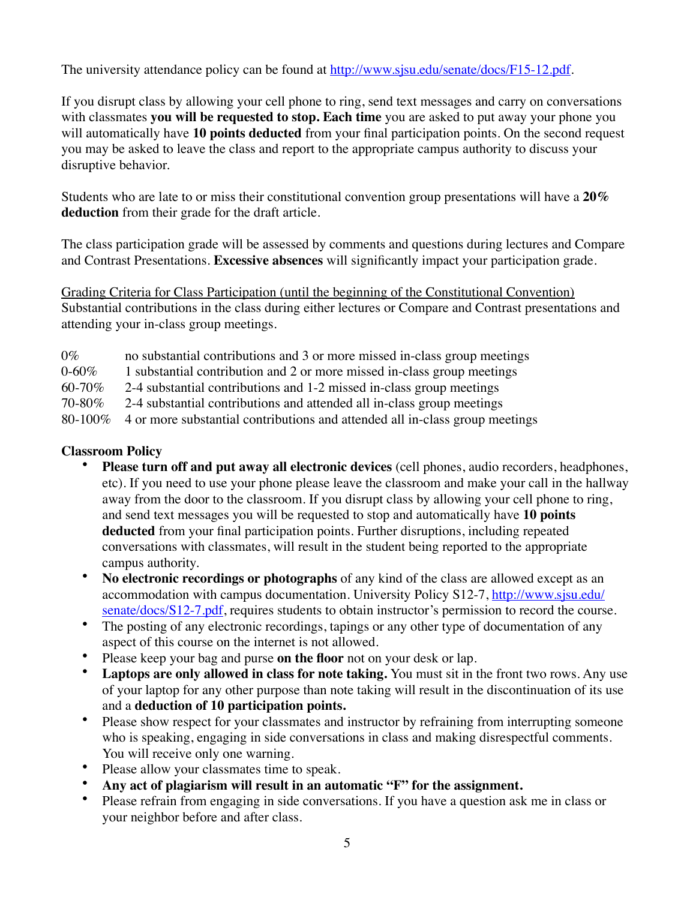The university attendance policy can be found at http://www.sjsu.edu/senate/docs/F15-12.pdf.

If you disrupt class by allowing your cell phone to ring, send text messages and carry on conversations with classmates **you will be requested to stop. Each time** you are asked to put away your phone you will automatically have **10 points deducted** from your final participation points. On the second request you may be asked to leave the class and report to the appropriate campus authority to discuss your disruptive behavior.

Students who are late to or miss their constitutional convention group presentations will have a **20% deduction** from their grade for the draft article.

The class participation grade will be assessed by comments and questions during lectures and Compare and Contrast Presentations. **Excessive absences** will significantly impact your participation grade.

<u>Grading Criteria for Class Participation (until the beginning of the Constitutional Convention)</u>
Substantial contributions in the class during either lectures or Compare and Contrast presentations and attending your in-class group meetings.

| | |
|---|---|
| 0% | no substantial contributions and 3 or more missed in-class group meetings |
| 0-60% | 1 substantial contribution and 2 or more missed in-class group meetings |
| 60-70% | 2-4 substantial contributions and 1-2 missed in-class group meetings |
| 70-80% | 2-4 substantial contributions and attended all in-class group meetings |
| 80-100% | 4 or more substantial contributions and attended all in-class group meetings |

**Classroom Policy**

- **Please turn off and put away all electronic devices** (cell phones, audio recorders, headphones, etc). If you need to use your phone please leave the classroom and make your call in the hallway away from the door to the classroom. If you disrupt class by allowing your cell phone to ring, and send text messages you will be requested to stop and automatically have **10 points deducted** from your final participation points. Further disruptions, including repeated conversations with classmates, will result in the student being reported to the appropriate campus authority.
- **No electronic recordings or photographs** of any kind of the class are allowed except as an accommodation with campus documentation. University Policy S12-7, http://www.sjsu.edu/senate/docs/S12-7.pdf, requires students to obtain instructor's permission to record the course.
- The posting of any electronic recordings, tapings or any other type of documentation of any aspect of this course on the internet is not allowed.
- Please keep your bag and purse **on the floor** not on your desk or lap.
- **Laptops are only allowed in class for note taking.** You must sit in the front two rows. Any use of your laptop for any other purpose than note taking will result in the discontinuation of its use and a **deduction of 10 participation points.**
- Please show respect for your classmates and instructor by refraining from interrupting someone who is speaking, engaging in side conversations in class and making disrespectful comments. You will receive only one warning.
- Please allow your classmates time to speak.
- **Any act of plagiarism will result in an automatic "F" for the assignment.**
- Please refrain from engaging in side conversations. If you have a question ask me in class or your neighbor before and after class.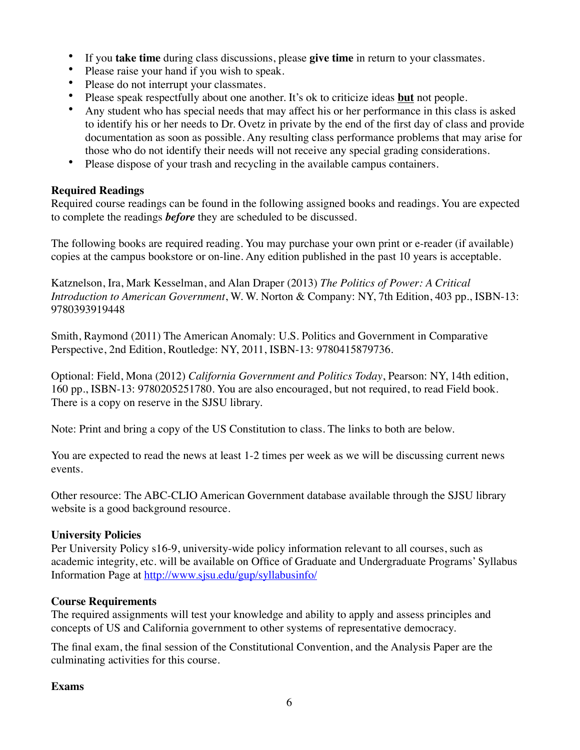- If you **take time** during class discussions, please **give time** in return to your classmates.
- Please raise your hand if you wish to speak.
- Please do not interrupt your classmates.
- Please speak respectfully about one another. It's ok to criticize ideas **but** not people.
- Any student who has special needs that may affect his or her performance in this class is asked to identify his or her needs to Dr. Ovetz in private by the end of the first day of class and provide documentation as soon as possible. Any resulting class performance problems that may arise for those who do not identify their needs will not receive any special grading considerations.
- Please dispose of your trash and recycling in the available campus containers.

**Required Readings**

Required course readings can be found in the following assigned books and readings. You are expected to complete the readings ***before*** they are scheduled to be discussed.

The following books are required reading. You may purchase your own print or e-reader (if available) copies at the campus bookstore or on-line. Any edition published in the past 10 years is acceptable.

Katznelson, Ira, Mark Kesselman, and Alan Draper (2013) *The Politics of Power: A Critical Introduction to American Government*, W. W. Norton & Company: NY, 7th Edition, 403 pp., ISBN-13: 9780393919448

Smith, Raymond (2011) The American Anomaly: U.S. Politics and Government in Comparative Perspective, 2nd Edition, Routledge: NY, 2011, ISBN-13: 9780415879736.

Optional: Field, Mona (2012) *California Government and Politics Today*, Pearson: NY, 14th edition, 160 pp., ISBN-13: 9780205251780. You are also encouraged, but not required, to read Field book. There is a copy on reserve in the SJSU library.

Note: Print and bring a copy of the US Constitution to class. The links to both are below.

You are expected to read the news at least 1-2 times per week as we will be discussing current news events.

Other resource: The ABC-CLIO American Government database available through the SJSU library website is a good background resource.

**University Policies**

Per University Policy s16-9, university-wide policy information relevant to all courses, such as academic integrity, etc. will be available on Office of Graduate and Undergraduate Programs' Syllabus Information Page at http://www.sjsu.edu/gup/syllabusinfo/

**Course Requirements**

The required assignments will test your knowledge and ability to apply and assess principles and concepts of US and California government to other systems of representative democracy.

The final exam, the final session of the Constitutional Convention, and the Analysis Paper are the culminating activities for this course.

**Exams**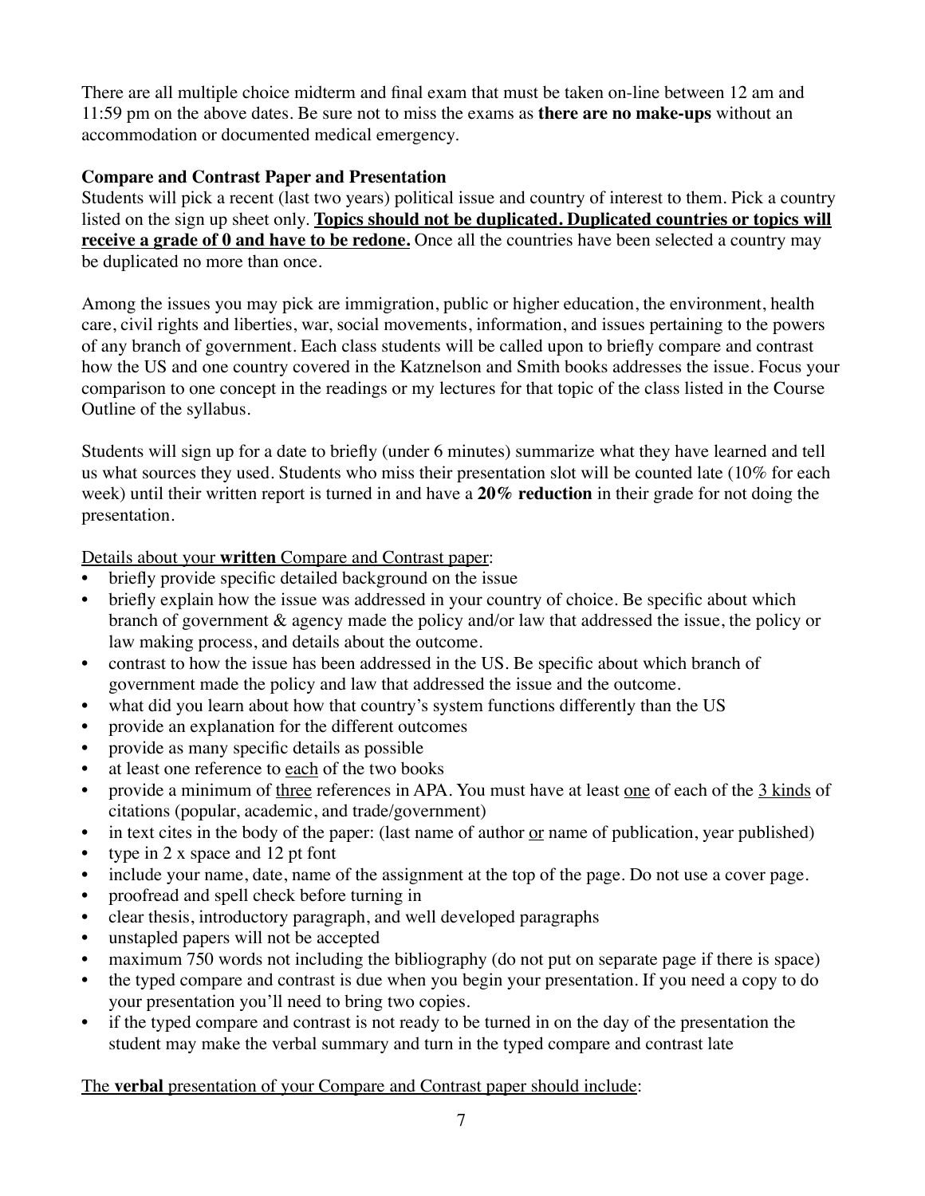There are all multiple choice midterm and final exam that must be taken on-line between 12 am and 11:59 pm on the above dates. Be sure not to miss the exams as **there are no make-ups** without an accommodation or documented medical emergency.

**Compare and Contrast Paper and Presentation**

Students will pick a recent (last two years) political issue and country of interest to them. Pick a country listed on the sign up sheet only. <u>**Topics should not be duplicated. Duplicated countries or topics will receive a grade of 0 and have to be redone.**</u> Once all the countries have been selected a country may be duplicated no more than once.

Among the issues you may pick are immigration, public or higher education, the environment, health care, civil rights and liberties, war, social movements, information, and issues pertaining to the powers of any branch of government. Each class students will be called upon to briefly compare and contrast how the US and one country covered in the Katznelson and Smith books addresses the issue. Focus your comparison to one concept in the readings or my lectures for that topic of the class listed in the Course Outline of the syllabus.

Students will sign up for a date to briefly (under 6 minutes) summarize what they have learned and tell us what sources they used. Students who miss their presentation slot will be counted late (10% for each week) until their written report is turned in and have a **20% reduction** in their grade for not doing the presentation.

<u>Details about your **written** Compare and Contrast paper</u>:

- briefly provide specific detailed background on the issue
- briefly explain how the issue was addressed in your country of choice. Be specific about which branch of government & agency made the policy and/or law that addressed the issue, the policy or law making process, and details about the outcome.
- contrast to how the issue has been addressed in the US. Be specific about which branch of government made the policy and law that addressed the issue and the outcome.
- what did you learn about how that country's system functions differently than the US
- provide an explanation for the different outcomes
- provide as many specific details as possible
- at least one reference to <u>each</u> of the two books
- provide a minimum of <u>three</u> references in APA. You must have at least <u>one</u> of each of the <u>3 kinds</u> of citations (popular, academic, and trade/government)
- in text cites in the body of the paper: (last name of author <u>or</u> name of publication, year published)
- type in 2 x space and 12 pt font
- include your name, date, name of the assignment at the top of the page. Do not use a cover page.
- proofread and spell check before turning in
- clear thesis, introductory paragraph, and well developed paragraphs
- unstapled papers will not be accepted
- maximum 750 words not including the bibliography (do not put on separate page if there is space)
- the typed compare and contrast is due when you begin your presentation. If you need a copy to do your presentation you'll need to bring two copies.
- if the typed compare and contrast is not ready to be turned in on the day of the presentation the student may make the verbal summary and turn in the typed compare and contrast late

<u>The **verbal** presentation of your Compare and Contrast paper should include</u>: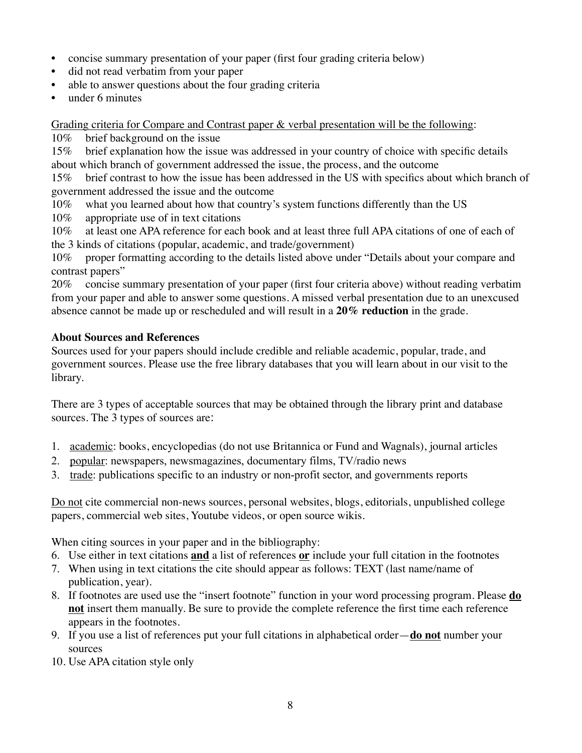- concise summary presentation of your paper (first four grading criteria below)
- did not read verbatim from your paper
- able to answer questions about the four grading criteria
- under 6 minutes

<u>Grading criteria for Compare and Contrast paper & verbal presentation will be the following</u>:

10% brief background on the issue

15% brief explanation how the issue was addressed in your country of choice with specific details about which branch of government addressed the issue, the process, and the outcome

15% brief contrast to how the issue has been addressed in the US with specifics about which branch of government addressed the issue and the outcome

10% what you learned about how that country's system functions differently than the US

10% appropriate use of in text citations

10% at least one APA reference for each book and at least three full APA citations of one of each of the 3 kinds of citations (popular, academic, and trade/government)

10% proper formatting according to the details listed above under "Details about your compare and contrast papers"

20% concise summary presentation of your paper (first four criteria above) without reading verbatim from your paper and able to answer some questions. A missed verbal presentation due to an unexcused absence cannot be made up or rescheduled and will result in a **20% reduction** in the grade.

**About Sources and References**

Sources used for your papers should include credible and reliable academic, popular, trade, and government sources. Please use the free library databases that you will learn about in our visit to the library.

There are 3 types of acceptable sources that may be obtained through the library print and database sources. The 3 types of sources are:

1. <u>academic</u>: books, encyclopedias (do not use Britannica or Fund and Wagnals), journal articles
2. <u>popular</u>: newspapers, newsmagazines, documentary films, TV/radio news
3. <u>trade</u>: publications specific to an industry or non-profit sector, and governments reports

<u>Do not</u> cite commercial non-news sources, personal websites, blogs, editorials, unpublished college papers, commercial web sites, Youtube videos, or open source wikis.

When citing sources in your paper and in the bibliography:

6. Use either in text citations **<u>and</u>** a list of references **<u>or</u>** include your full citation in the footnotes
7. When using in text citations the cite should appear as follows: TEXT (last name/name of publication, year).
8. If footnotes are used use the "insert footnote" function in your word processing program. Please **<u>do not</u>** insert them manually. Be sure to provide the complete reference the first time each reference appears in the footnotes.
9. If you use a list of references put your full citations in alphabetical order—**<u>do not</u>** number your sources
10. Use APA citation style only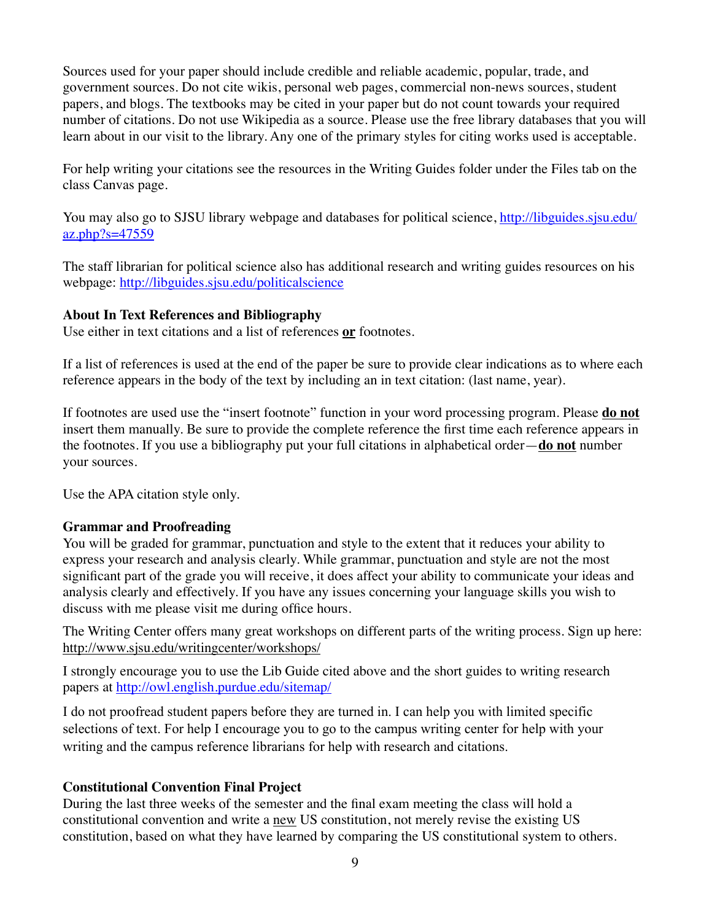Sources used for your paper should include credible and reliable academic, popular, trade, and government sources. Do not cite wikis, personal web pages, commercial non-news sources, student papers, and blogs. The textbooks may be cited in your paper but do not count towards your required number of citations. Do not use Wikipedia as a source. Please use the free library databases that you will learn about in our visit to the library. Any one of the primary styles for citing works used is acceptable.

For help writing your citations see the resources in the Writing Guides folder under the Files tab on the class Canvas page.

You may also go to SJSU library webpage and databases for political science, [http://libguides.sjsu.edu/az.php?s=47559](http://libguides.sjsu.edu/az.php?s=47559)

The staff librarian for political science also has additional research and writing guides resources on his webpage: [http://libguides.sjsu.edu/politicalscience](http://libguides.sjsu.edu/politicalscience)

**About In Text References and Bibliography**

Use either in text citations and a list of references **or** footnotes.

If a list of references is used at the end of the paper be sure to provide clear indications as to where each reference appears in the body of the text by including an in text citation: (last name, year).

If footnotes are used use the "insert footnote" function in your word processing program. Please **do not** insert them manually. Be sure to provide the complete reference the first time each reference appears in the footnotes. If you use a bibliography put your full citations in alphabetical order—**do not** number your sources.

Use the APA citation style only.

**Grammar and Proofreading**

You will be graded for grammar, punctuation and style to the extent that it reduces your ability to express your research and analysis clearly. While grammar, punctuation and style are not the most significant part of the grade you will receive, it does affect your ability to communicate your ideas and analysis clearly and effectively. If you have any issues concerning your language skills you wish to discuss with me please visit me during office hours.

The Writing Center offers many great workshops on different parts of the writing process. Sign up here: http://www.sjsu.edu/writingcenter/workshops/

I strongly encourage you to use the Lib Guide cited above and the short guides to writing research papers at [http://owl.english.purdue.edu/sitemap/](http://owl.english.purdue.edu/sitemap/)

I do not proofread student papers before they are turned in. I can help you with limited specific selections of text. For help I encourage you to go to the campus writing center for help with your writing and the campus reference librarians for help with research and citations.

**Constitutional Convention Final Project**

During the last three weeks of the semester and the final exam meeting the class will hold a constitutional convention and write a new US constitution, not merely revise the existing US constitution, based on what they have learned by comparing the US constitutional system to others.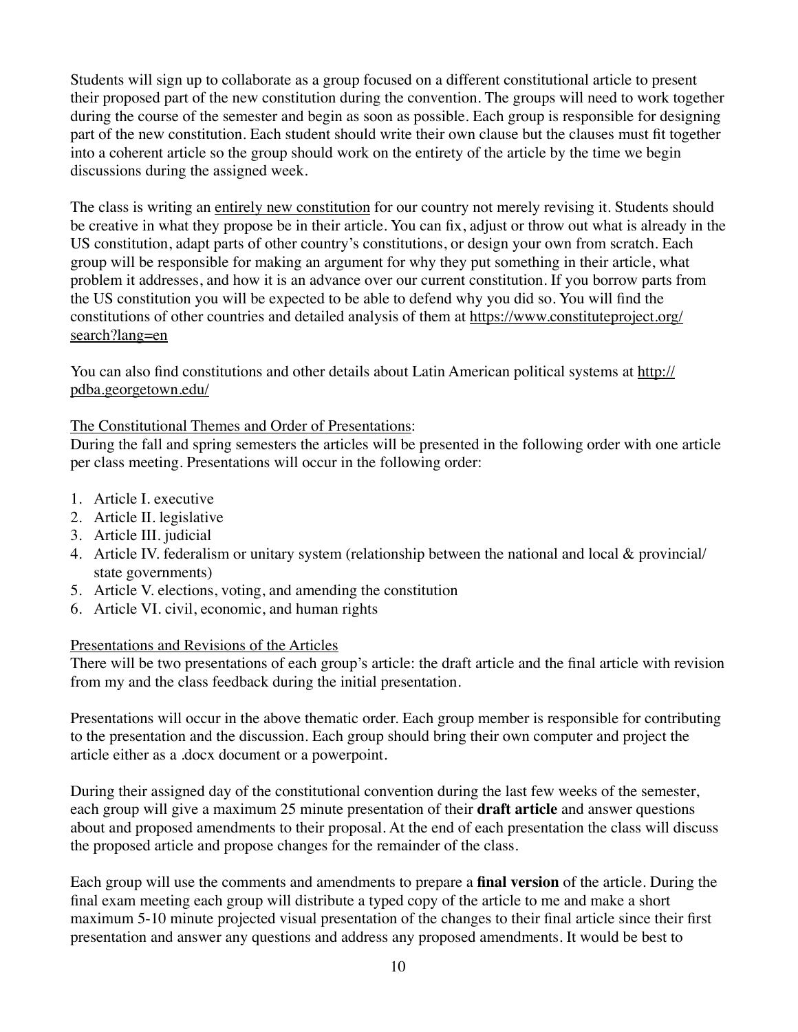Students will sign up to collaborate as a group focused on a different constitutional article to present their proposed part of the new constitution during the convention. The groups will need to work together during the course of the semester and begin as soon as possible. Each group is responsible for designing part of the new constitution. Each student should write their own clause but the clauses must fit together into a coherent article so the group should work on the entirety of the article by the time we begin discussions during the assigned week.

The class is writing an entirely new constitution for our country not merely revising it. Students should be creative in what they propose be in their article. You can fix, adjust or throw out what is already in the US constitution, adapt parts of other country's constitutions, or design your own from scratch. Each group will be responsible for making an argument for why they put something in their article, what problem it addresses, and how it is an advance over our current constitution. If you borrow parts from the US constitution you will be expected to be able to defend why you did so. You will find the constitutions of other countries and detailed analysis of them at https://www.constituteproject.org/search?lang=en

You can also find constitutions and other details about Latin American political systems at http://pdba.georgetown.edu/

The Constitutional Themes and Order of Presentations:
During the fall and spring semesters the articles will be presented in the following order with one article per class meeting. Presentations will occur in the following order:

1. Article I. executive
2. Article II. legislative
3. Article III. judicial
4. Article IV. federalism or unitary system (relationship between the national and local & provincial/state governments)
5. Article V. elections, voting, and amending the constitution
6. Article VI. civil, economic, and human rights

Presentations and Revisions of the Articles
There will be two presentations of each group's article: the draft article and the final article with revision from my and the class feedback during the initial presentation.

Presentations will occur in the above thematic order. Each group member is responsible for contributing to the presentation and the discussion. Each group should bring their own computer and project the article either as a .docx document or a powerpoint.

During their assigned day of the constitutional convention during the last few weeks of the semester, each group will give a maximum 25 minute presentation of their **draft article** and answer questions about and proposed amendments to their proposal. At the end of each presentation the class will discuss the proposed article and propose changes for the remainder of the class.

Each group will use the comments and amendments to prepare a **final version** of the article. During the final exam meeting each group will distribute a typed copy of the article to me and make a short maximum 5-10 minute projected visual presentation of the changes to their final article since their first presentation and answer any questions and address any proposed amendments. It would be best to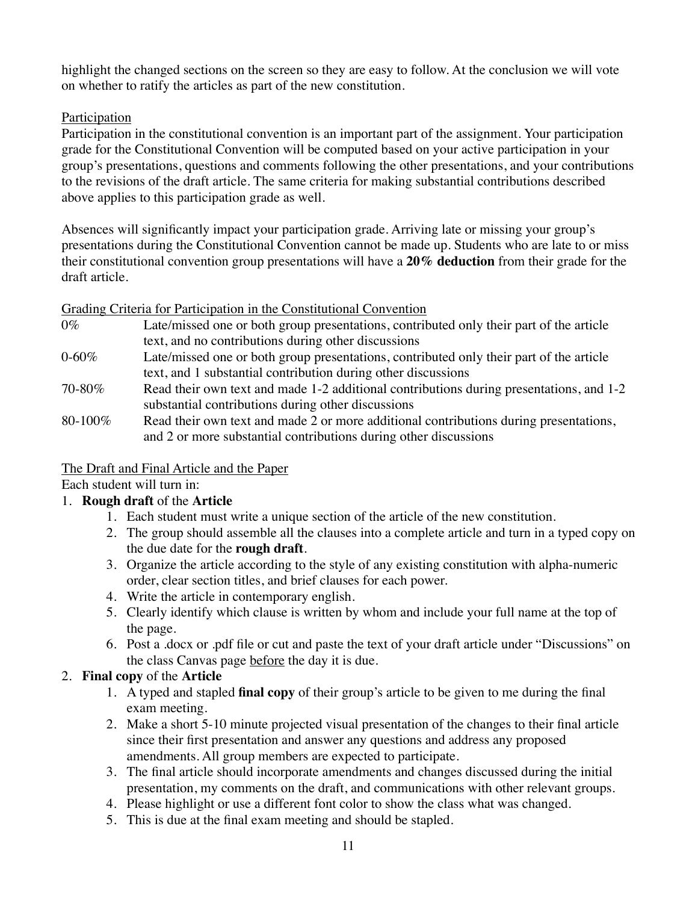highlight the changed sections on the screen so they are easy to follow. At the conclusion we will vote on whether to ratify the articles as part of the new constitution.

<u>Participation</u>

Participation in the constitutional convention is an important part of the assignment. Your participation grade for the Constitutional Convention will be computed based on your active participation in your group's presentations, questions and comments following the other presentations, and your contributions to the revisions of the draft article. The same criteria for making substantial contributions described above applies to this participation grade as well.

Absences will significantly impact your participation grade. Arriving late or missing your group's presentations during the Constitutional Convention cannot be made up. Students who are late to or miss their constitutional convention group presentations will have a **20% deduction** from their grade for the draft article.

<u>Grading Criteria for Participation in the Constitutional Convention</u>

| | |
|---|---|
| 0% | Late/missed one or both group presentations, contributed only their part of the article text, and no contributions during other discussions |
| 0-60% | Late/missed one or both group presentations, contributed only their part of the article text, and 1 substantial contribution during other discussions |
| 70-80% | Read their own text and made 1-2 additional contributions during presentations, and 1-2 substantial contributions during other discussions |
| 80-100% | Read their own text and made 2 or more additional contributions during presentations, and 2 or more substantial contributions during other discussions |

<u>The Draft and Final Article and the Paper</u>

Each student will turn in:

1. **Rough draft** of the **Article**
    1. Each student must write a unique section of the article of the new constitution.
    2. The group should assemble all the clauses into a complete article and turn in a typed copy on the due date for the **rough draft**.
    3. Organize the article according to the style of any existing constitution with alpha-numeric order, clear section titles, and brief clauses for each power.
    4. Write the article in contemporary english.
    5. Clearly identify which clause is written by whom and include your full name at the top of the page.
    6. Post a .docx or .pdf file or cut and paste the text of your draft article under "Discussions" on the class Canvas page <u>before</u> the day it is due.
2. **Final copy** of the **Article**
    1. A typed and stapled **final copy** of their group's article to be given to me during the final exam meeting.
    2. Make a short 5-10 minute projected visual presentation of the changes to their final article since their first presentation and answer any questions and address any proposed amendments. All group members are expected to participate.
    3. The final article should incorporate amendments and changes discussed during the initial presentation, my comments on the draft, and communications with other relevant groups.
    4. Please highlight or use a different font color to show the class what was changed.
    5. This is due at the final exam meeting and should be stapled.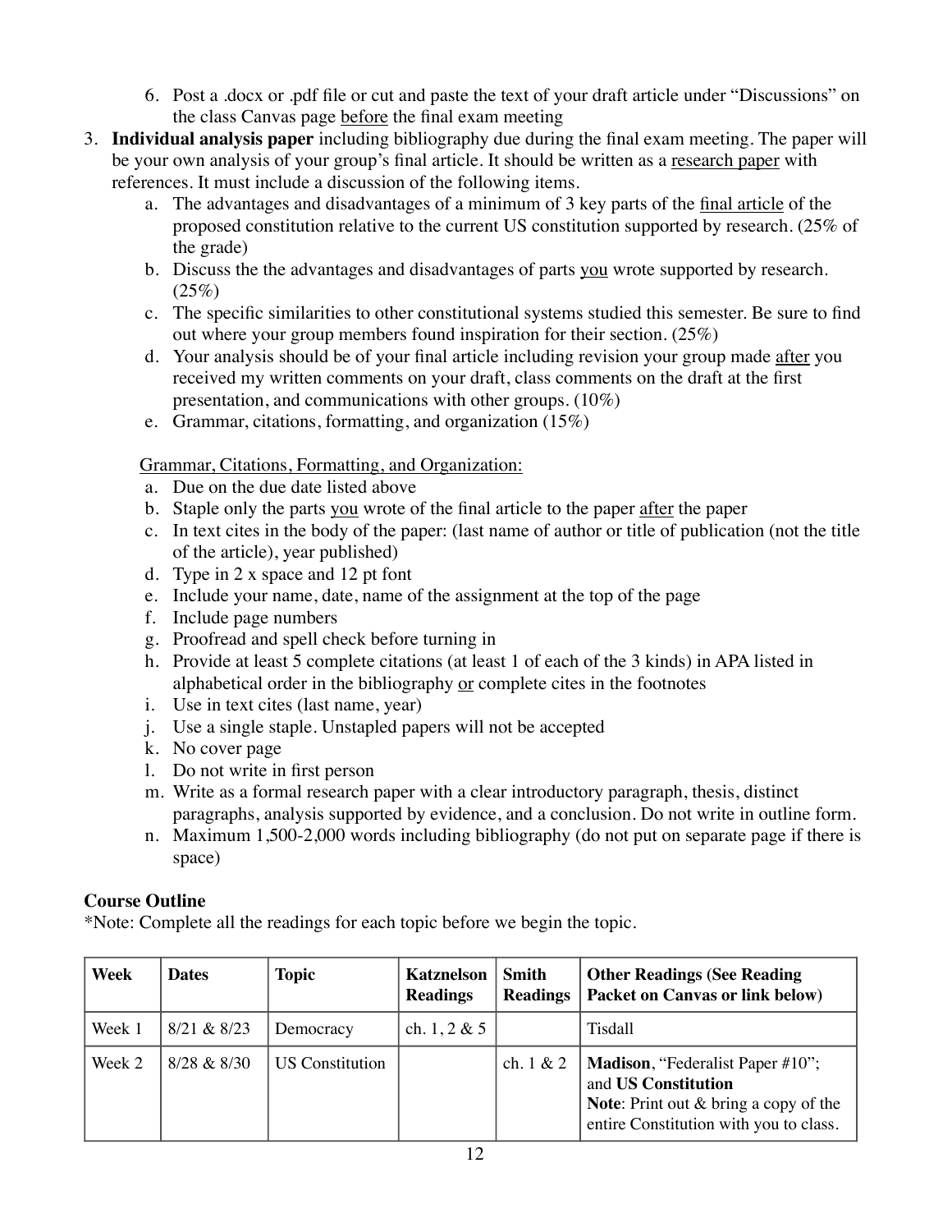6. Post a .docx or .pdf file or cut and paste the text of your draft article under "Discussions" on the class Canvas page <u>before</u> the final exam meeting

3. **Individual analysis paper** including bibliography due during the final exam meeting. The paper will be your own analysis of your group's final article. It should be written as a <u>research paper</u> with references. It must include a discussion of the following items.
   a. The advantages and disadvantages of a minimum of 3 key parts of the <u>final article</u> of the proposed constitution relative to the current US constitution supported by research. (25% of the grade)
   b. Discuss the the advantages and disadvantages of parts <u>you</u> wrote supported by research. (25%)
   c. The specific similarities to other constitutional systems studied this semester. Be sure to find out where your group members found inspiration for their section. (25%)
   d. Your analysis should be of your final article including revision your group made <u>after</u> you received my written comments on your draft, class comments on the draft at the first presentation, and communications with other groups. (10%)
   e. Grammar, citations, formatting, and organization (15%)

   <u>Grammar, Citations, Formatting, and Organization:</u>
   a. Due on the due date listed above
   b. Staple only the parts <u>you</u> wrote of the final article to the paper <u>after</u> the paper
   c. In text cites in the body of the paper: (last name of author or title of publication (not the title of the article), year published)
   d. Type in 2 x space and 12 pt font
   e. Include your name, date, name of the assignment at the top of the page
   f. Include page numbers
   g. Proofread and spell check before turning in
   h. Provide at least 5 complete citations (at least 1 of each of the 3 kinds) in APA listed in alphabetical order in the bibliography <u>or</u> complete cites in the footnotes
   i. Use in text cites (last name, year)
   j. Use a single staple. Unstapled papers will not be accepted
   k. No cover page
   l. Do not write in first person
   m. Write as a formal research paper with a clear introductory paragraph, thesis, distinct paragraphs, analysis supported by evidence, and a conclusion. Do not write in outline form.
   n. Maximum 1,500-2,000 words including bibliography (do not put on separate page if there is space)

**Course Outline**

*Note: Complete all the readings for each topic before we begin the topic.

| **Week** | **Dates** | **Topic** | **Katznelson Readings** | **Smith Readings** | **Other Readings (See Reading Packet on Canvas or link below)** |
|---|---|---|---|---|---|
| Week 1 | 8/21 & 8/23 | Democracy | ch. 1, 2 & 5 | | Tisdall |
| Week 2 | 8/28 & 8/30 | US Constitution | | ch. 1 & 2 | **Madison**, "Federalist Paper #10"; and **US Constitution** **Note**: Print out & bring a copy of the entire Constitution with you to class. |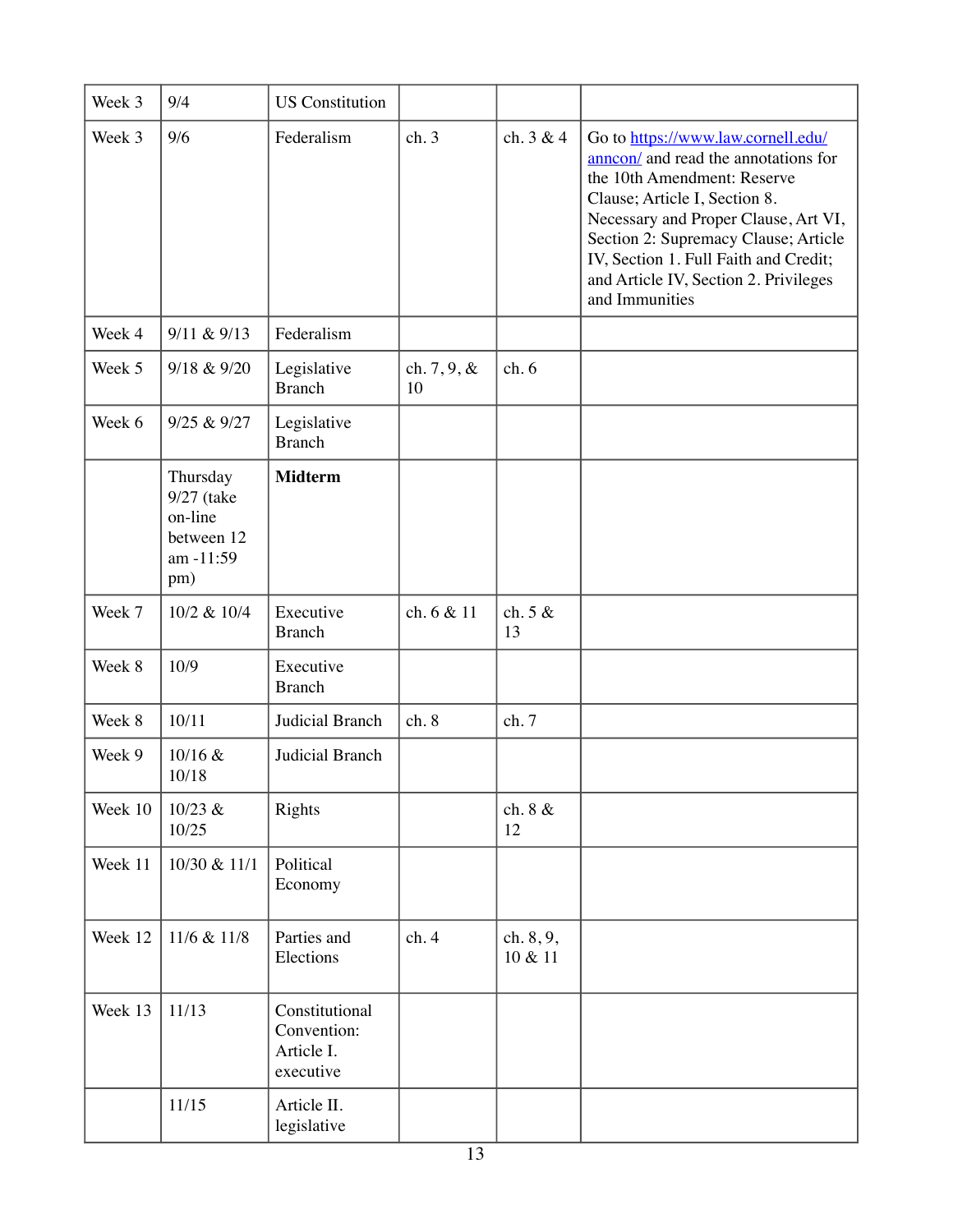| Week 3 | 9/4 | US Constitution | | | |
|---|---|---|---|---|---|
| Week 3 | 9/6 | Federalism | ch. 3 | ch. 3 & 4 | Go to https://www.law.cornell.edu/anncon/ and read the annotations for the 10th Amendment: Reserve Clause; Article I, Section 8. Necessary and Proper Clause, Art VI, Section 2: Supremacy Clause; Article IV, Section 1. Full Faith and Credit; and Article IV, Section 2. Privileges and Immunities |
| Week 4 | 9/11 & 9/13 | Federalism | | | |
| Week 5 | 9/18 & 9/20 | Legislative Branch | ch. 7, 9, & 10 | ch. 6 | |
| Week 6 | 9/25 & 9/27 | Legislative Branch | | | |
| | Thursday 9/27 (take on-line between 12 am -11:59 pm) | **Midterm** | | | |
| Week 7 | 10/2 & 10/4 | Executive Branch | ch. 6 & 11 | ch. 5 & 13 | |
| Week 8 | 10/9 | Executive Branch | | | |
| Week 8 | 10/11 | Judicial Branch | ch. 8 | ch. 7 | |
| Week 9 | 10/16 & 10/18 | Judicial Branch | | | |
| Week 10 | 10/23 & 10/25 | Rights | | ch. 8 & 12 | |
| Week 11 | 10/30 & 11/1 | Political Economy | | | |
| Week 12 | 11/6 & 11/8 | Parties and Elections | ch. 4 | ch. 8, 9, 10 & 11 | |
| Week 13 | 11/13 | Constitutional Convention: Article I. executive | | | |
| | 11/15 | Article II. legislative | | | |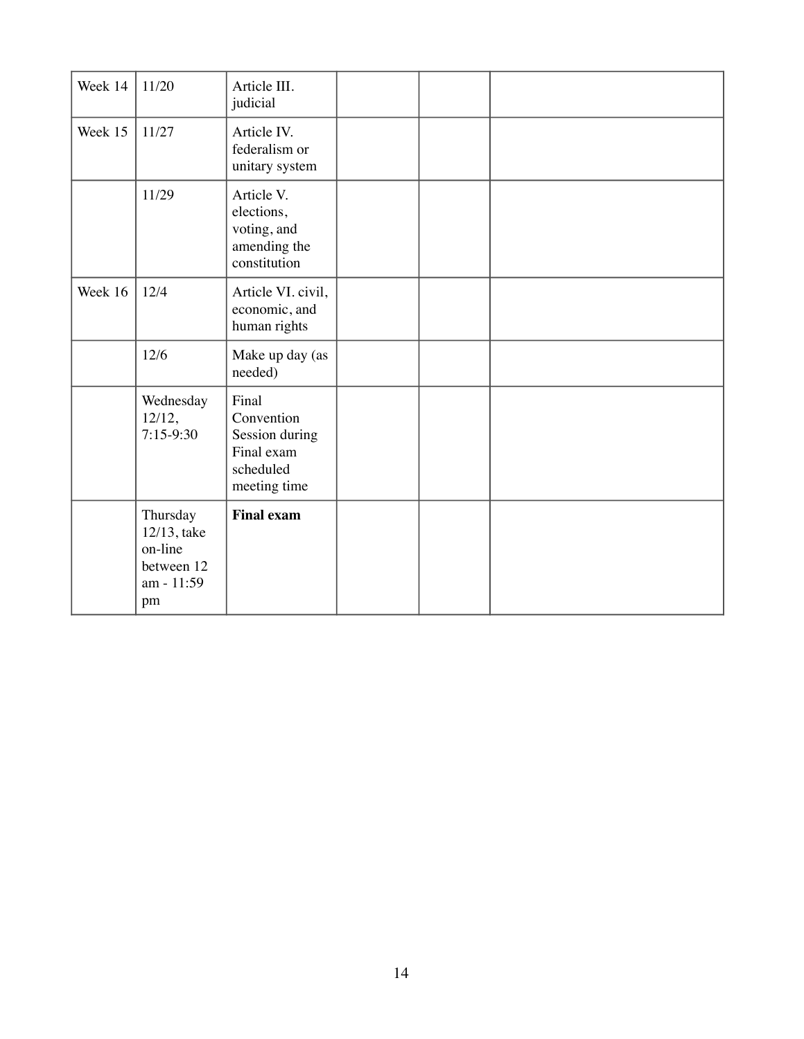| Week 14 | 11/20 | Article III. judicial | | | |
|---|---|---|---|---|---|
| Week 15 | 11/27 | Article IV. federalism or unitary system | | | |
| | 11/29 | Article V. elections, voting, and amending the constitution | | | |
| Week 16 | 12/4 | Article VI. civil, economic, and human rights | | | |
| | 12/6 | Make up day (as needed) | | | |
| | Wednesday 12/12, 7:15-9:30 | Final Convention Session during Final exam scheduled meeting time | | | |
| | Thursday 12/13, take on-line between 12 am - 11:59 pm | **Final exam** | | | |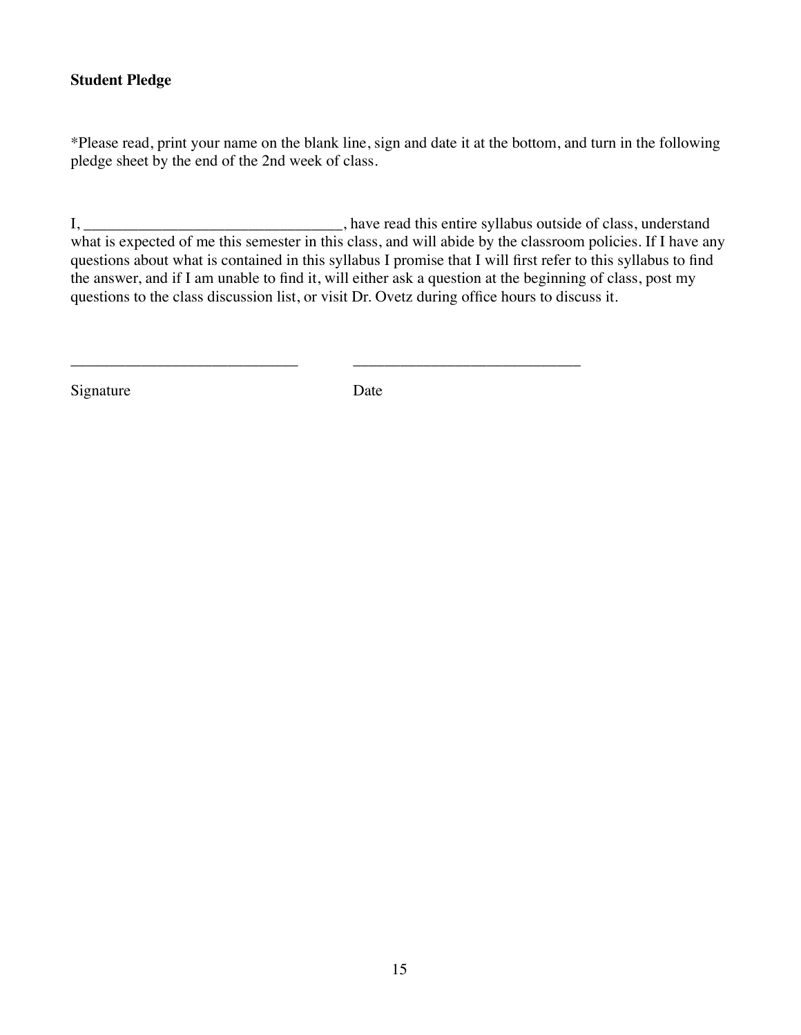**Student Pledge**

*Please read, print your name on the blank line, sign and date it at the bottom, and turn in the following pledge sheet by the end of the 2nd week of class.

I, _________________________________, have read this entire syllabus outside of class, understand what is expected of me this semester in this class, and will abide by the classroom policies. If I have any questions about what is contained in this syllabus I promise that I will first refer to this syllabus to find the answer, and if I am unable to find it, will either ask a question at the beginning of class, post my questions to the class discussion list, or visit Dr. Ovetz during office hours to discuss it.

_____________________________  _____________________________

Signature  Date